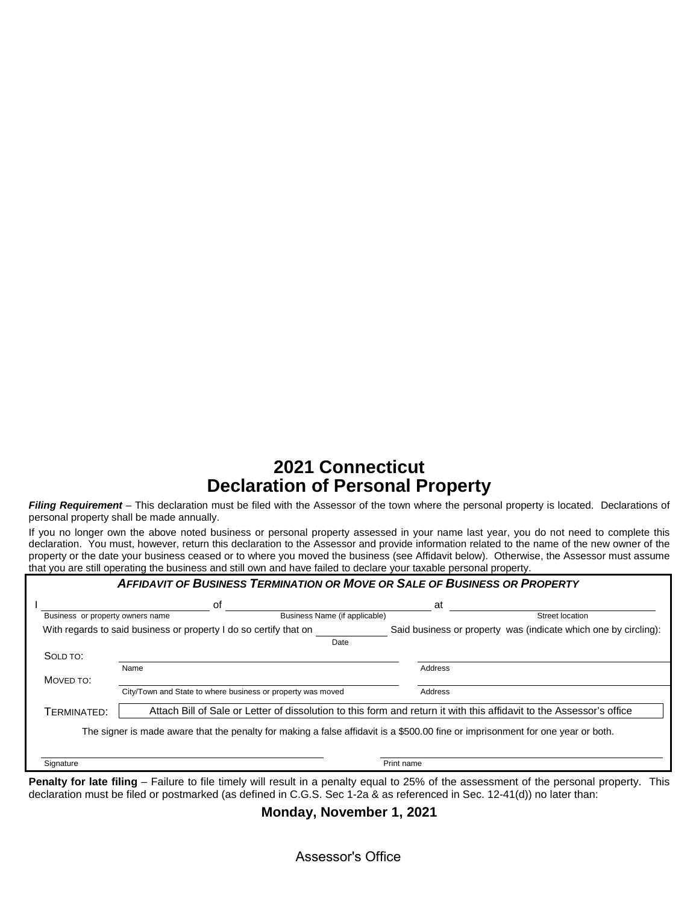# 2021 Connecticut
# Declaration of Personal Property

***Filing Requirement*** – This declaration must be filed with the Assessor of the town where the personal property is located. Declarations of personal property shall be made annually.

If you no longer own the above noted business or personal property assessed in your name last year, you do not need to complete this declaration. You must, however, return this declaration to the Assessor and provide information related to the name of the new owner of the property or the date your business ceased or to where you moved the business (see Affidavit below). Otherwise, the Assessor must assume that you are still operating the business and still own and have failed to declare your taxable personal property.

### *AFFIDAVIT OF BUSINESS TERMINATION OR MOVE OR SALE OF BUSINESS OR PROPERTY*

I ______________________ of ______________________ at ______________________
Business or property owners name — Business Name (if applicable) — Street location

With regards to said business or property I do so certify that on __________ Said business or property was (indicate which one by circling):
Date

SOLD TO: ______________________ ______________________
Name — Address

MOVED TO: ______________________ ______________________
City/Town and State to where business or property was moved — Address

TERMINATED: Attach Bill of Sale or Letter of dissolution to this form and return it with this affidavit to the Assessor's office

The signer is made aware that the penalty for making a false affidavit is a $500.00 fine or imprisonment for one year or both.

______________________ ______________________
Signature — Print name

**Penalty for late filing** – Failure to file timely will result in a penalty equal to 25% of the assessment of the personal property. This declaration must be filed or postmarked (as defined in C.G.S. Sec 1-2a & as referenced in Sec. 12-41(d)) no later than:

**Monday, November 1, 2021**

Assessor's Office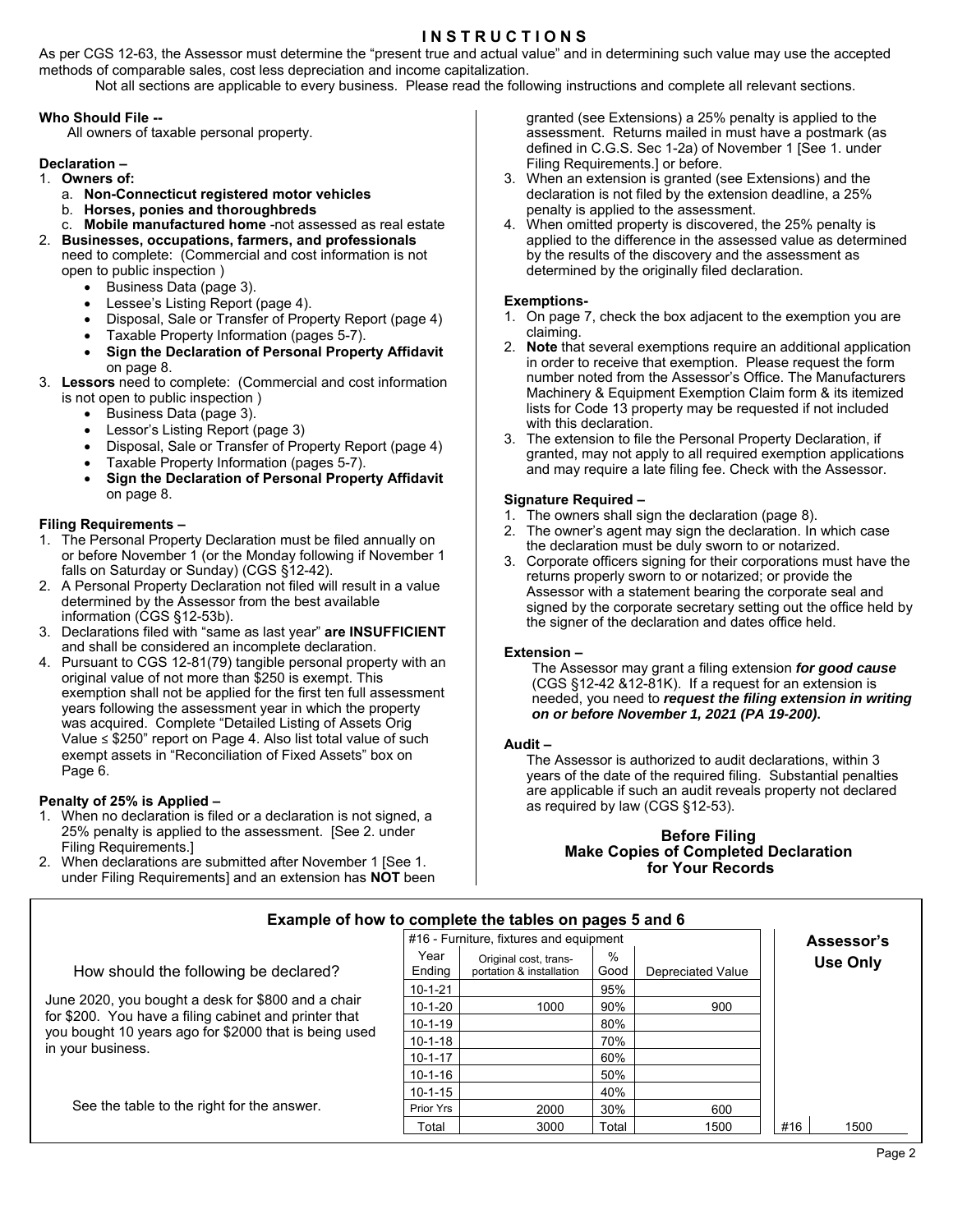# INSTRUCTIONS

As per CGS 12-63, the Assessor must determine the "present true and actual value" and in determining such value may use the accepted methods of comparable sales, cost less depreciation and income capitalization.

Not all sections are applicable to every business. Please read the following instructions and complete all relevant sections.

**Who Should File --**

All owners of taxable personal property.

**Declaration –**

1. **Owners of:**
   a. **Non-Connecticut registered motor vehicles**
   b. **Horses, ponies and thoroughbreds**
   c. **Mobile manufactured home** -not assessed as real estate
2. **Businesses, occupations, farmers, and professionals** need to complete: (Commercial and cost information is not open to public inspection )
   - Business Data (page 3).
   - Lessee's Listing Report (page 4).
   - Disposal, Sale or Transfer of Property Report (page 4)
   - Taxable Property Information (pages 5-7).
   - **Sign the Declaration of Personal Property Affidavit** on page 8.
3. **Lessors** need to complete: (Commercial and cost information is not open to public inspection )
   - Business Data (page 3).
   - Lessor's Listing Report (page 3)
   - Disposal, Sale or Transfer of Property Report (page 4)
   - Taxable Property Information (pages 5-7).
   - **Sign the Declaration of Personal Property Affidavit** on page 8.

**Filing Requirements –**

1. The Personal Property Declaration must be filed annually on or before November 1 (or the Monday following if November 1 falls on Saturday or Sunday) (CGS §12-42).
2. A Personal Property Declaration not filed will result in a value determined by the Assessor from the best available information (CGS §12-53b).
3. Declarations filed with "same as last year" **are INSUFFICIENT** and shall be considered an incomplete declaration.
4. Pursuant to CGS 12-81(79) tangible personal property with an original value of not more than $250 is exempt. This exemption shall not be applied for the first ten full assessment years following the assessment year in which the property was acquired. Complete "Detailed Listing of Assets Orig Value ≤ $250" report on Page 4. Also list total value of such exempt assets in "Reconciliation of Fixed Assets" box on Page 6.

**Penalty of 25% is Applied –**

1. When no declaration is filed or a declaration is not signed, a 25% penalty is applied to the assessment. [See 2. under Filing Requirements.]
2. When declarations are submitted after November 1 [See 1. under Filing Requirements] and an extension has **NOT** been granted (see Extensions) a 25% penalty is applied to the assessment. Returns mailed in must have a postmark (as defined in C.G.S. Sec 1-2a) of November 1 [See 1. under Filing Requirements.] or before.
3. When an extension is granted (see Extensions) and the declaration is not filed by the extension deadline, a 25% penalty is applied to the assessment.
4. When omitted property is discovered, the 25% penalty is applied to the difference in the assessed value as determined by the results of the discovery and the assessment as determined by the originally filed declaration.

**Exemptions-**

1. On page 7, check the box adjacent to the exemption you are claiming.
2. **Note** that several exemptions require an additional application in order to receive that exemption. Please request the form number noted from the Assessor's Office. The Manufacturers Machinery & Equipment Exemption Claim form & its itemized lists for Code 13 property may be requested if not included with this declaration.
3. The extension to file the Personal Property Declaration, if granted, may not apply to all required exemption applications and may require a late filing fee. Check with the Assessor.

**Signature Required –**

1. The owners shall sign the declaration (page 8).
2. The owner's agent may sign the declaration. In which case the declaration must be duly sworn to or notarized.
3. Corporate officers signing for their corporations must have the returns properly sworn to or notarized; or provide the Assessor with a statement bearing the corporate seal and signed by the corporate secretary setting out the office held by the signer of the declaration and dates office held.

**Extension –**

The Assessor may grant a filing extension ***for good cause*** (CGS §12-42 &12-81K). If a request for an extension is needed, you need to ***request the filing extension in writing on or before November 1, 2021 (PA 19-200)***.

**Audit –**

The Assessor is authorized to audit declarations, within 3 years of the date of the required filing. Substantial penalties are applicable if such an audit reveals property not declared as required by law (CGS §12-53).

**Before Filing**
**Make Copies of Completed Declaration for Your Records**

## Example of how to complete the tables on pages 5 and 6

How should the following be declared?

June 2020, you bought a desk for $800 and a chair for $200. You have a filing cabinet and printer that you bought 10 years ago for $2000 that is being used in your business.

See the table to the right for the answer.

| #16 - Furniture, fixtures and equipment | | | | Assessor's Use Only | |
|---|---|---|---|---|---|
| Year Ending | Original cost, trans-portation & installation | % Good | Depreciated Value | | |
| 10-1-21 | | 95% | | | |
| 10-1-20 | 1000 | 90% | 900 | | |
| 10-1-19 | | 80% | | | |
| 10-1-18 | | 70% | | | |
| 10-1-17 | | 60% | | | |
| 10-1-16 | | 50% | | | |
| 10-1-15 | | 40% | | | |
| Prior Yrs | 2000 | 30% | 600 | | |
| Total | 3000 | Total | 1500 | #16 | 1500 |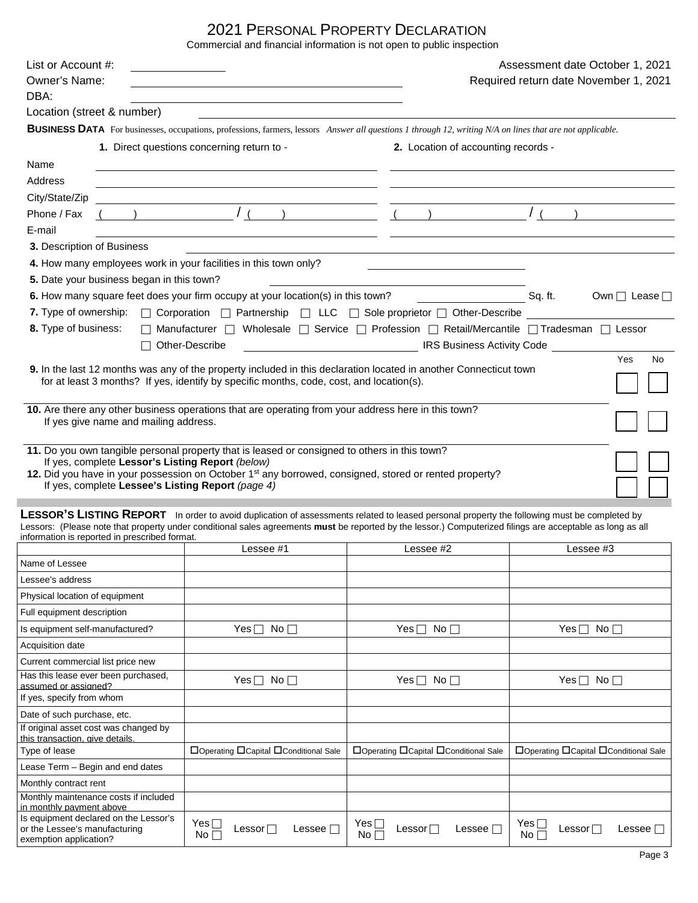# 2021 Personal Property Declaration

Commercial and financial information is not open to public inspection

List or Account #: \_\_\_\_\_\_\_\_\_\_\_\_ Assessment date October 1, 2021

Owner's Name: \_\_\_\_\_\_\_\_\_\_\_\_ Required return date November 1, 2021

DBA: \_\_\_\_\_\_\_\_\_\_\_\_

Location (street & number) \_\_\_\_\_\_\_\_\_\_\_\_

**BUSINESS DATA** For businesses, occupations, professions, farmers, lessors *Answer all questions 1 through 12, writing N/A on lines that are not applicable.*

| | 1. Direct questions concerning return to - | 2. Location of accounting records - |
|---|---|---|
| Name | | |
| Address | | |
| City/State/Zip | | |
| Phone / Fax | ( ) / ( ) | ( ) / ( ) |
| E-mail | | |

**3.** Description of Business \_\_\_\_\_\_\_\_\_\_\_\_

**4.** How many employees work in your facilities in this town only? \_\_\_\_\_\_\_\_\_\_\_\_

**5.** Date your business began in this town? \_\_\_\_\_\_\_\_\_\_\_\_

**6.** How many square feet does your firm occupy at your location(s) in this town? \_\_\_\_\_\_\_\_ Sq. ft. Own ☐ Lease ☐

**7.** Type of ownership: ☐ Corporation ☐ Partnership ☐ LLC ☐ Sole proprietor ☐ Other-Describe \_\_\_\_\_\_\_\_

**8.** Type of business: ☐ Manufacturer ☐ Wholesale ☐ Service ☐ Profession ☐ Retail/Mercantile ☐ Tradesman ☐ Lessor

☐ Other-Describe \_\_\_\_\_\_\_\_ IRS Business Activity Code \_\_\_\_\_\_\_\_

| | Yes | No |
|---|---|---|
| **9.** In the last 12 months was any of the property included in this declaration located in another Connecticut town for at least 3 months? If yes, identify by specific months, code, cost, and location(s). | ☐ | ☐ |
| **10.** Are there any other business operations that are operating from your address here in this town? If yes give name and mailing address. | ☐ | ☐ |
| **11.** Do you own tangible personal property that is leased or consigned to others in this town? If yes, complete **Lessor's Listing Report** *(below)* | ☐ | ☐ |
| **12.** Did you have in your possession on October 1st any borrowed, consigned, stored or rented property? If yes, complete **Lessee's Listing Report** *(page 4)* | ☐ | ☐ |

**LESSOR'S LISTING REPORT** In order to avoid duplication of assessments related to leased personal property the following must be completed by Lessors: (Please note that property under conditional sales agreements **must** be reported by the lessor.) Computerized filings are acceptable as long as all information is reported in prescribed format.

| | Lessee #1 | Lessee #2 | Lessee #3 |
|---|---|---|---|
| Name of Lessee | | | |
| Lessee's address | | | |
| Physical location of equipment | | | |
| Full equipment description | | | |
| Is equipment self-manufactured? | Yes ☐ No ☐ | Yes ☐ No ☐ | Yes ☐ No ☐ |
| Acquisition date | | | |
| Current commercial list price new | | | |
| Has this lease ever been purchased, assumed or assigned? | Yes ☐ No ☐ | Yes ☐ No ☐ | Yes ☐ No ☐ |
| If yes, specify from whom | | | |
| Date of such purchase, etc. | | | |
| If original asset cost was changed by this transaction, give details. | | | |
| Type of lease | ☐Operating ☐Capital ☐Conditional Sale | ☐Operating ☐Capital ☐Conditional Sale | ☐Operating ☐Capital ☐Conditional Sale |
| Lease Term – Begin and end dates | | | |
| Monthly contract rent | | | |
| Monthly maintenance costs if included in monthly payment above | | | |
| Is equipment declared on the Lessor's or the Lessee's manufacturing exemption application? | Yes ☐ No ☐ Lessor ☐ Lessee ☐ | Yes ☐ No ☐ Lessor ☐ Lessee ☐ | Yes ☐ No ☐ Lessor ☐ Lessee ☐ |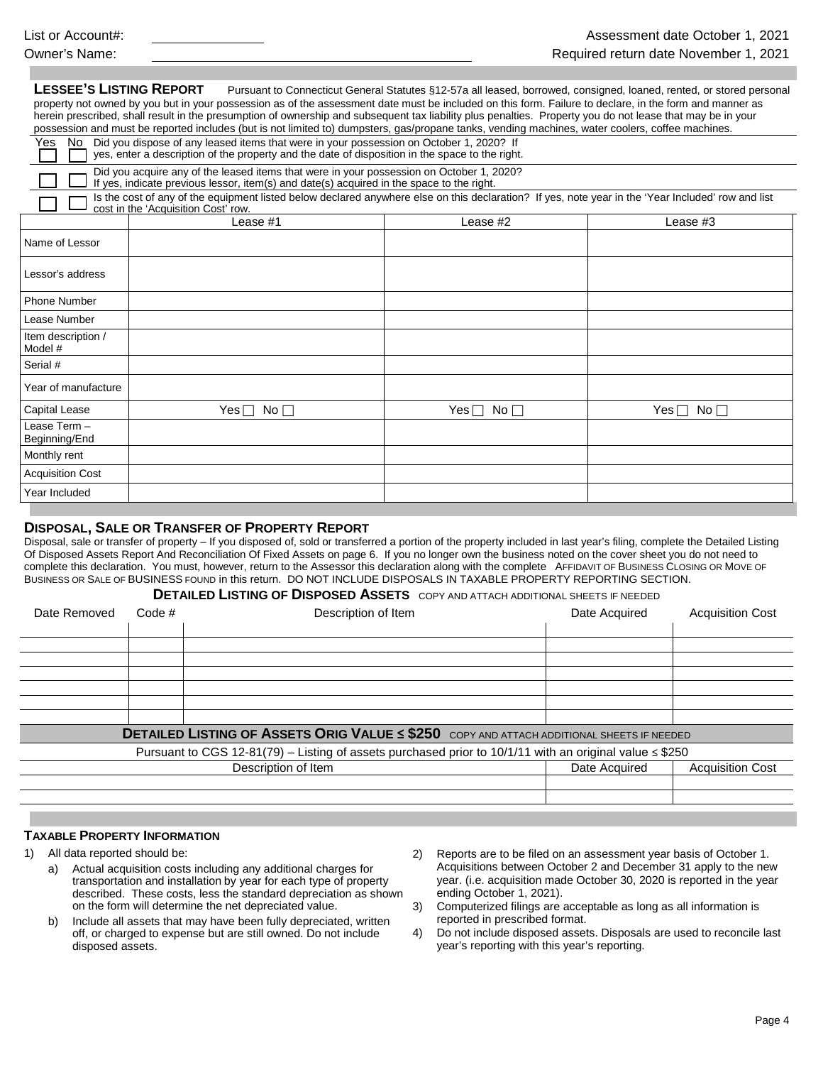List or Account#: ____________

Owner's Name: ______________________________

Assessment date October 1, 2021

Required return date November 1, 2021

## LESSEE'S LISTING REPORT

Pursuant to Connecticut General Statutes §12-57a all leased, borrowed, consigned, loaned, rented, or stored personal property not owned by you but in your possession as of the assessment date must be included on this form. Failure to declare, in the form and manner as herein prescribed, shall result in the presumption of ownership and subsequent tax liability plus penalties. Property you do not lease that may be in your possession and must be reported includes (but is not limited to) dumpsters, gas/propane tanks, vending machines, water coolers, coffee machines.

| Yes | No | |
|---|---|---|
| ☐ | ☐ | Did you dispose of any leased items that were in your possession on October 1, 2020? If yes, enter a description of the property and the date of disposition in the space to the right. |
| ☐ | ☐ | Did you acquire any of the leased items that were in your possession on October 1, 2020? If yes, indicate previous lessor, item(s) and date(s) acquired in the space to the right. |
| ☐ | ☐ | Is the cost of any of the equipment listed below declared anywhere else on this declaration? If yes, note year in the 'Year Included' row and list cost in the 'Acquisition Cost' row. |

| | Lease #1 | Lease #2 | Lease #3 |
|---|---|---|---|
| Name of Lessor | | | |
| Lessor's address | | | |
| Phone Number | | | |
| Lease Number | | | |
| Item description / Model # | | | |
| Serial # | | | |
| Year of manufacture | | | |
| Capital Lease | Yes ☐ No ☐ | Yes ☐ No ☐ | Yes ☐ No ☐ |
| Lease Term – Beginning/End | | | |
| Monthly rent | | | |
| Acquisition Cost | | | |
| Year Included | | | |

## DISPOSAL, SALE OR TRANSFER OF PROPERTY REPORT

Disposal, sale or transfer of property – If you disposed of, sold or transferred a portion of the property included in last year's filing, complete the Detailed Listing Of Disposed Assets Report And Reconciliation Of Fixed Assets on page 6. If you no longer own the business noted on the cover sheet you do not need to complete this declaration. You must, however, return to the Assessor this declaration along with the complete AFFIDAVIT OF BUSINESS CLOSING OR MOVE OF BUSINESS OR SALE OF BUSINESS FOUND in this return. DO NOT INCLUDE DISPOSALS IN TAXABLE PROPERTY REPORTING SECTION.

### DETAILED LISTING OF DISPOSED ASSETS COPY AND ATTACH ADDITIONAL SHEETS IF NEEDED

| Date Removed | Code # | Description of Item | Date Acquired | Acquisition Cost |
|---|---|---|---|---|
| | | | | |
| | | | | |
| | | | | |
| | | | | |
| | | | | |
| | | | | |

### DETAILED LISTING OF ASSETS ORIG VALUE ≤ $250 COPY AND ATTACH ADDITIONAL SHEETS IF NEEDED

Pursuant to CGS 12-81(79) – Listing of assets purchased prior to 10/1/11 with an original value ≤ $250

| Description of Item | Date Acquired | Acquisition Cost |
|---|---|---|
| | | |
| | | |

## TAXABLE PROPERTY INFORMATION

1) All data reported should be:
   a) Actual acquisition costs including any additional charges for transportation and installation by year for each type of property described. These costs, less the standard depreciation as shown on the form will determine the net depreciated value.
   b) Include all assets that may have been fully depreciated, written off, or charged to expense but are still owned. Do not include disposed assets.
2) Reports are to be filed on an assessment year basis of October 1. Acquisitions between October 2 and December 31 apply to the new year. (i.e. acquisition made October 30, 2020 is reported in the year ending October 1, 2021).
3) Computerized filings are acceptable as long as all information is reported in prescribed format.
4) Do not include disposed assets. Disposals are used to reconcile last year's reporting with this year's reporting.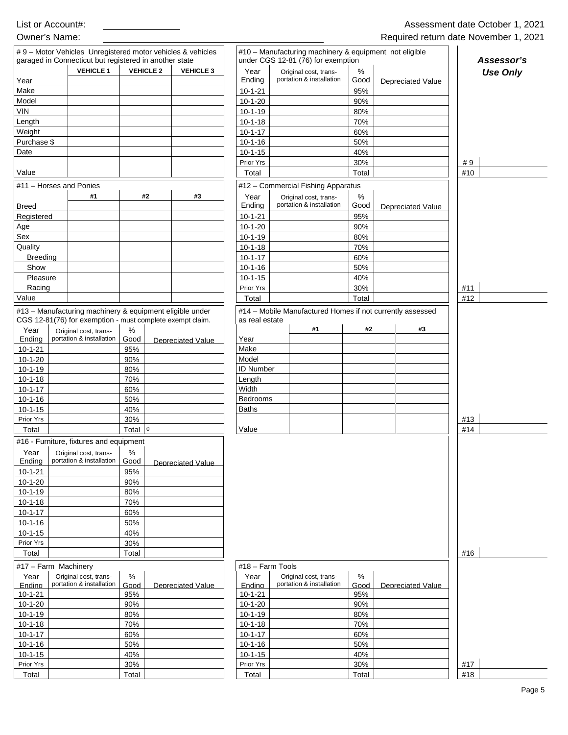List or Account#: ______________

Owner's Name: ______________________________________

Assessment date October 1, 2021

Required return date November 1, 2021

***Assessor's Use Only***

## # 9 – Motor Vehicles Unregistered motor vehicles & vehicles garaged in Connecticut but registered in another state

| | VEHICLE 1 | VEHICLE 2 | VEHICLE 3 |
|---|---|---|---|
| Year | | | |
| Make | | | |
| Model | | | |
| VIN | | | |
| Length | | | |
| Weight | | | |
| Purchase $ | | | |
| Date | | | |
| Value | | | |

## #10 – Manufacturing machinery & equipment not eligible under CGS 12-81 (76) for exemption

| Year Ending | Original cost, transportation & installation | % Good | Depreciated Value |
|---|---|---|---|
| 10-1-21 | | 95% | |
| 10-1-20 | | 90% | |
| 10-1-19 | | 80% | |
| 10-1-18 | | 70% | |
| 10-1-17 | | 60% | |
| 10-1-16 | | 50% | |
| 10-1-15 | | 40% | |
| Prior Yrs | | 30% | |
| Total | | Total | |

#9 ______

#10 ______

## #11 – Horses and Ponies

| | #1 | #2 | #3 |
|---|---|---|---|
| Breed | | | |
| Registered | | | |
| Age | | | |
| Sex | | | |
| Quality | | | |
| Breeding | | | |
| Show | | | |
| Pleasure | | | |
| Racing | | | |
| Value | | | |

## #12 – Commercial Fishing Apparatus

| Year Ending | Original cost, transportation & installation | % Good | Depreciated Value |
|---|---|---|---|
| 10-1-21 | | 95% | |
| 10-1-20 | | 90% | |
| 10-1-19 | | 80% | |
| 10-1-18 | | 70% | |
| 10-1-17 | | 60% | |
| 10-1-16 | | 50% | |
| 10-1-15 | | 40% | |
| Prior Yrs | | 30% | |
| Total | | Total | |

#11 ______

#12 ______

## #13 – Manufacturing machinery & equipment eligible under CGS 12-81(76) for exemption - must complete exempt claim.

| Year Ending | Original cost, transportation & installation | % Good | Depreciated Value |
|---|---|---|---|
| 10-1-21 | | 95% | |
| 10-1-20 | | 90% | |
| 10-1-19 | | 80% | |
| 10-1-18 | | 70% | |
| 10-1-17 | | 60% | |
| 10-1-16 | | 50% | |
| 10-1-15 | | 40% | |
| Prior Yrs | | 30% | |
| Total | | Total | 0 |

## #14 – Mobile Manufactured Homes if not currently assessed as real estate

| | #1 | #2 | #3 |
|---|---|---|---|
| Year | | | |
| Make | | | |
| Model | | | |
| ID Number | | | |
| Length | | | |
| Width | | | |
| Bedrooms | | | |
| Baths | | | |
| Value | | | |

#13 ______

#14 ______

## #16 - Furniture, fixtures and equipment

| Year Ending | Original cost, transportation & installation | % Good | Depreciated Value |
|---|---|---|---|
| 10-1-21 | | 95% | |
| 10-1-20 | | 90% | |
| 10-1-19 | | 80% | |
| 10-1-18 | | 70% | |
| 10-1-17 | | 60% | |
| 10-1-16 | | 50% | |
| 10-1-15 | | 40% | |
| Prior Yrs | | 30% | |
| Total | | Total | |

#16 ______

## #17 – Farm Machinery

| Year Ending | Original cost, transportation & installation | % Good | Depreciated Value |
|---|---|---|---|
| 10-1-21 | | 95% | |
| 10-1-20 | | 90% | |
| 10-1-19 | | 80% | |
| 10-1-18 | | 70% | |
| 10-1-17 | | 60% | |
| 10-1-16 | | 50% | |
| 10-1-15 | | 40% | |
| Prior Yrs | | 30% | |
| Total | | Total | |

## #18 – Farm Tools

| Year Ending | Original cost, transportation & installation | % Good | Depreciated Value |
|---|---|---|---|
| 10-1-21 | | 95% | |
| 10-1-20 | | 90% | |
| 10-1-19 | | 80% | |
| 10-1-18 | | 70% | |
| 10-1-17 | | 60% | |
| 10-1-16 | | 50% | |
| 10-1-15 | | 40% | |
| Prior Yrs | | 30% | |
| Total | | Total | |

#17 ______

#18 ______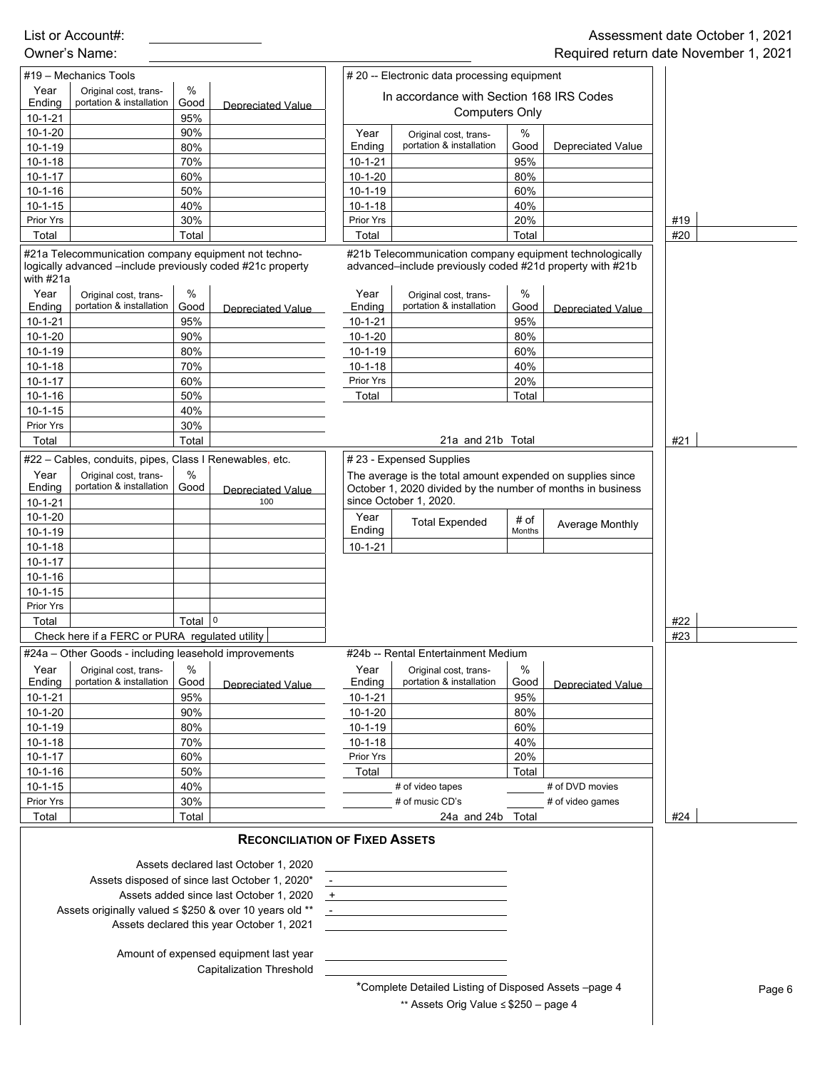List or Account#: ______________

Owner's Name: ______________

Assessment date October 1, 2021

Required return date November 1, 2021

#19 – Mechanics Tools

| Year Ending | Original cost, transportation & installation | % Good | Depreciated Value |
|---|---|---|---|
| 10-1-21 | | 95% | |
| 10-1-20 | | 90% | |
| 10-1-19 | | 80% | |
| 10-1-18 | | 70% | |
| 10-1-17 | | 60% | |
| 10-1-16 | | 50% | |
| 10-1-15 | | 40% | |
| Prior Yrs | | 30% | |
| Total | | Total | |

# 20 -- Electronic data processing equipment

In accordance with Section 168 IRS Codes
Computers Only

| Year Ending | Original cost, transportation & installation | % Good | Depreciated Value |
|---|---|---|---|
| 10-1-21 | | 95% | |
| 10-1-20 | | 80% | |
| 10-1-19 | | 60% | |
| 10-1-18 | | 40% | |
| Prior Yrs | | 20% | |
| Total | | Total | |

| | |
|---|---|
| #19 | |
| #20 | |

#21a Telecommunication company equipment not technologically advanced –include previously coded #21c property with #21a

| Year Ending | Original cost, transportation & installation | % Good | Depreciated Value |
|---|---|---|---|
| 10-1-21 | | 95% | |
| 10-1-20 | | 90% | |
| 10-1-19 | | 80% | |
| 10-1-18 | | 70% | |
| 10-1-17 | | 60% | |
| 10-1-16 | | 50% | |
| 10-1-15 | | 40% | |
| Prior Yrs | | 30% | |
| Total | | Total | |

#21b Telecommunication company equipment technologically advanced–include previously coded #21d property with #21b

| Year Ending | Original cost, transportation & installation | % Good | Depreciated Value |
|---|---|---|---|
| 10-1-21 | | 95% | |
| 10-1-20 | | 80% | |
| 10-1-19 | | 60% | |
| 10-1-18 | | 40% | |
| Prior Yrs | | 20% | |
| Total | | Total | |

21a and 21b Total

| | |
|---|---|
| #21 | |

#22 – Cables, conduits, pipes, Class I Renewables, etc.

| Year Ending | Original cost, transportation & installation | % Good | Depreciated Value |
|---|---|---|---|
| 10-1-21 | | | 100 |
| 10-1-20 | | | |
| 10-1-19 | | | |
| 10-1-18 | | | |
| 10-1-17 | | | |
| 10-1-16 | | | |
| 10-1-15 | | | |
| Prior Yrs | | | |
| Total | | Total | 0 |

Check here if a FERC or PURA regulated utility ☐

# 23 - Expensed Supplies

The average is the total amount expended on supplies since October 1, 2020 divided by the number of months in business since October 1, 2020.

| Year Ending | Total Expended | # of Months | Average Monthly |
|---|---|---|---|
| 10-1-21 | | | |

| | |
|---|---|
| #22 | |
| #23 | |

#24a – Other Goods - including leasehold improvements

| Year Ending | Original cost, transportation & installation | % Good | Depreciated Value |
|---|---|---|---|
| 10-1-21 | | 95% | |
| 10-1-20 | | 90% | |
| 10-1-19 | | 80% | |
| 10-1-18 | | 70% | |
| 10-1-17 | | 60% | |
| 10-1-16 | | 50% | |
| 10-1-15 | | 40% | |
| Prior Yrs | | 30% | |
| Total | | Total | |

#24b -- Rental Entertainment Medium

| Year Ending | Original cost, transportation & installation | % Good | Depreciated Value |
|---|---|---|---|
| 10-1-21 | | 95% | |
| 10-1-20 | | 80% | |
| 10-1-19 | | 60% | |
| 10-1-18 | | 40% | |
| Prior Yrs | | 20% | |
| Total | | Total | |

______ # of video tapes ______ # of DVD movies

______ # of music CD's ______ # of video games

24a and 24b Total

| | |
|---|---|
| #24 | |

## RECONCILIATION OF FIXED ASSETS

| | | |
|---|---|---|
| Assets declared last October 1, 2020 | | ______________ |
| Assets disposed of since last October 1, 2020* | - | ______________ |
| Assets added since last October 1, 2020 | + | ______________ |
| Assets originally valued ≤ $250 & over 10 years old ** | - | ______________ |
| Assets declared this year October 1, 2021 | | ______________ |
| Amount of expensed equipment last year | | ______________ |
| Capitalization Threshold | | ______________ |

*Complete Detailed Listing of Disposed Assets –page 4

** Assets Orig Value ≤ $250 – page 4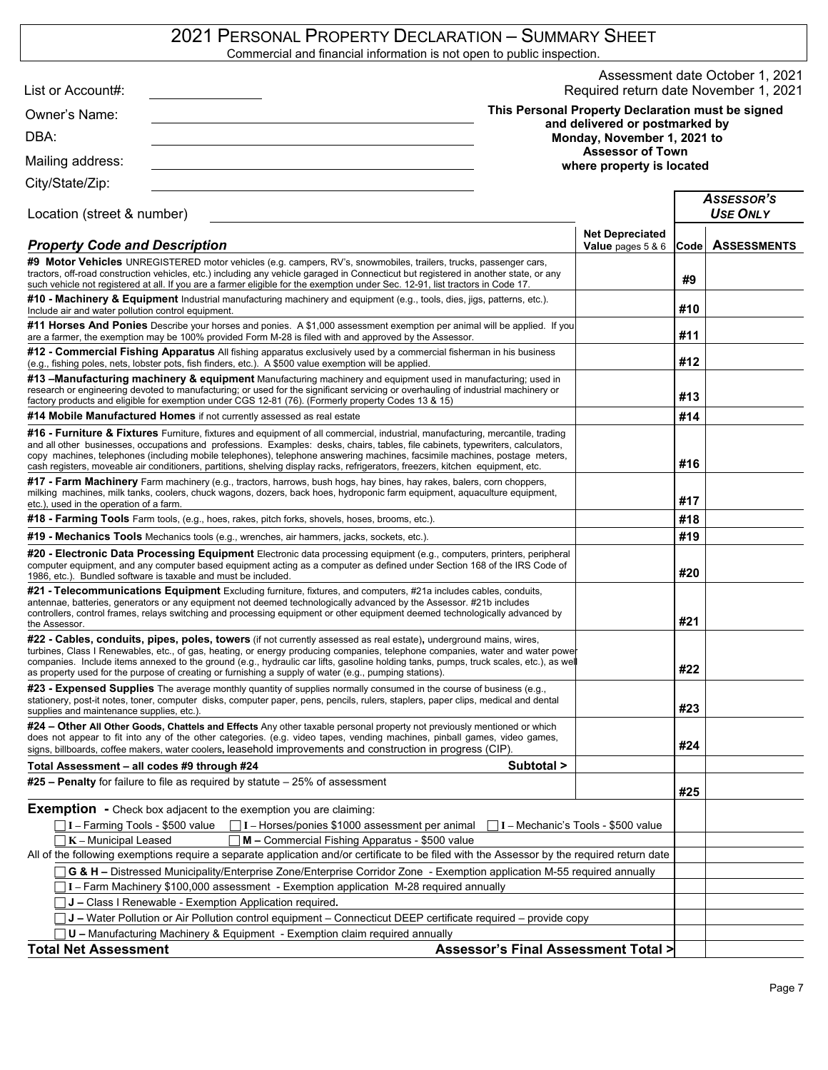# 2021 PERSONAL PROPERTY DECLARATION – SUMMARY SHEET

Commercial and financial information is not open to public inspection.

List or Account#: ______________

Owner's Name: ______________

DBA: ______________

Mailing address: ______________

City/State/Zip: ______________

Location (street & number) ______________

Assessment date October 1, 2021
Required return date November 1, 2021

**This Personal Property Declaration must be signed and delivered or postmarked by Monday, November 1, 2021 to Assessor of Town where property is located**

| ***Property Code and Description*** | **Net Depreciated Value** pages 5 & 6 | ***ASSESSOR'S USE ONLY*** **Code** | **ASSESSMENTS** |
|---|---|---|---|
| **#9 Motor Vehicles** UNREGISTERED motor vehicles (e.g. campers, RV's, snowmobiles, trailers, trucks, passenger cars, tractors, off-road construction vehicles, etc.) including any vehicle garaged in Connecticut but registered in another state, or any such vehicle not registered at all. If you are a farmer eligible for the exemption under Sec. 12-91, list tractors in Code 17. | | **#9** | |
| **#10 - Machinery & Equipment** Industrial manufacturing machinery and equipment (e.g., tools, dies, jigs, patterns, etc.). Include air and water pollution control equipment. | | **#10** | |
| **#11 Horses And Ponies** Describe your horses and ponies. A $1,000 assessment exemption per animal will be applied. If you are a farmer, the exemption may be 100% provided Form M-28 is filed with and approved by the Assessor. | | **#11** | |
| **#12 - Commercial Fishing Apparatus** All fishing apparatus exclusively used by a commercial fisherman in his business (e.g., fishing poles, nets, lobster pots, fish finders, etc.). A $500 value exemption will be applied. | | **#12** | |
| **#13 –Manufacturing machinery & equipment** Manufacturing machinery and equipment used in manufacturing; used in research or engineering devoted to manufacturing; or used for the significant servicing or overhauling of industrial machinery or factory products and eligible for exemption under CGS 12-81 (76). (Formerly property Codes 13 & 15) | | **#13** | |
| **#14 Mobile Manufactured Homes** if not currently assessed as real estate | | **#14** | |
| **#16 - Furniture & Fixtures** Furniture, fixtures and equipment of all commercial, industrial, manufacturing, mercantile, trading and all other businesses, occupations and professions. Examples: desks, chairs, tables, file cabinets, typewriters, calculators, copy machines, telephones (including mobile telephones), telephone answering machines, facsimile machines, postage meters, cash registers, moveable air conditioners, partitions, shelving display racks, refrigerators, freezers, kitchen equipment, etc. | | **#16** | |
| **#17 - Farm Machinery** Farm machinery (e.g., tractors, harrows, bush hogs, hay bines, hay rakes, balers, corn choppers, milking machines, milk tanks, coolers, chuck wagons, dozers, back hoes, hydroponic farm equipment, aquaculture equipment, etc.), used in the operation of a farm. | | **#17** | |
| **#18 - Farming Tools** Farm tools, (e.g., hoes, rakes, pitch forks, shovels, hoses, brooms, etc.). | | **#18** | |
| **#19 - Mechanics Tools** Mechanics tools (e.g., wrenches, air hammers, jacks, sockets, etc.). | | **#19** | |
| **#20 - Electronic Data Processing Equipment** Electronic data processing equipment (e.g., computers, printers, peripheral computer equipment, and any computer based equipment acting as a computer as defined under Section 168 of the IRS Code of 1986, etc.). Bundled software is taxable and must be included. | | **#20** | |
| **#21 - Telecommunications Equipment** Excluding furniture, fixtures, and computers, #21a includes cables, conduits, antennae, batteries, generators or any equipment not deemed technologically advanced by the Assessor. #21b includes controllers, control frames, relays switching and processing equipment or other equipment deemed technologically advanced by the Assessor. | | **#21** | |
| **#22 - Cables, conduits, pipes, poles, towers** (if not currently assessed as real estate), underground mains, wires, turbines, Class I Renewables, etc., of gas, heating, or energy producing companies, telephone companies, water and water power companies. Include items annexed to the ground (e.g., hydraulic car lifts, gasoline holding tanks, pumps, truck scales, etc.), as well as property used for the purpose of creating or furnishing a supply of water (e.g., pumping stations). | | **#22** | |
| **#23 - Expensed Supplies** The average monthly quantity of supplies normally consumed in the course of business (e.g., stationery, post-it notes, toner, computer disks, computer paper, pens, pencils, rulers, staplers, paper clips, medical and dental supplies and maintenance supplies, etc.). | | **#23** | |
| **#24 – Other All Other Goods, Chattels and Effects** Any other taxable personal property not previously mentioned or which does not appear to fit into any of the other categories. (e.g. video tapes, vending machines, pinball games, video games, signs, billboards, coffee makers, water coolers, leasehold improvements and construction in progress (CIP). | | **#24** | |
| **Total Assessment – all codes #9 through #24** **Subtotal >** | | | |
| **#25 – Penalty** for failure to file as required by statute – 25% of assessment | | **#25** | |
| **Exemption** - Check box adjacent to the exemption you are claiming: | | | |
| ☐ **I** – Farming Tools - $500 value ☐ **I** – Horses/ponies $1000 assessment per animal ☐ **I** – Mechanic's Tools - $500 value | | | |
| ☐ **K** – Municipal Leased ☐ **M –** Commercial Fishing Apparatus - $500 value | | | |
| All of the following exemptions require a separate application and/or certificate to be filed with the Assessor by the required return date | | | |
| ☐ **G & H –** Distressed Municipality/Enterprise Zone/Enterprise Corridor Zone - Exemption application M-55 required annually | | | |
| ☐ **I** – Farm Machinery $100,000 assessment - Exemption application M-28 required annually | | | |
| ☐ **J –** Class I Renewable - Exemption Application required. | | | |
| ☐ **J –** Water Pollution or Air Pollution control equipment – Connecticut DEEP certificate required – provide copy | | | |
| ☐ **U –** Manufacturing Machinery & Equipment - Exemption claim required annually | | | |
| **Total Net Assessment** **Assessor's Final Assessment Total >** | | | |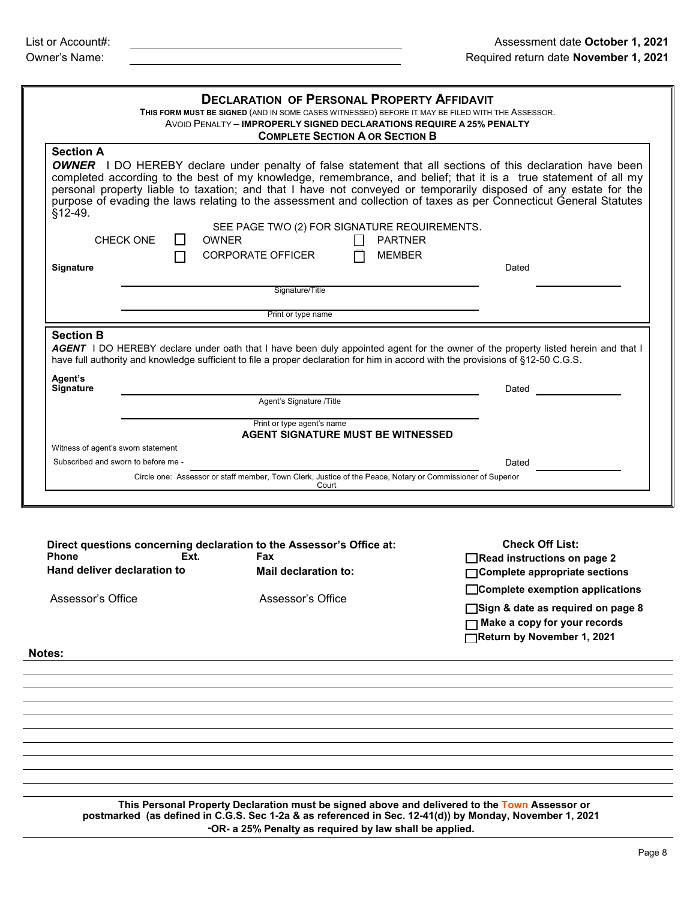List or Account#: ______________________

Owner's Name: ______________________

Assessment date **October 1, 2021**

Required return date **November 1, 2021**

## DECLARATION OF PERSONAL PROPERTY AFFIDAVIT

**THIS FORM MUST BE SIGNED** (AND IN SOME CASES WITNESSED) BEFORE IT MAY BE FILED WITH THE ASSESSOR.

AVOID PENALTY – **IMPROPERLY SIGNED DECLARATIONS REQUIRE A 25% PENALTY**

**COMPLETE SECTION A OR SECTION B**

### Section A

***OWNER*** I DO HEREBY declare under penalty of false statement that all sections of this declaration have been completed according to the best of my knowledge, remembrance, and belief; that it is a true statement of all my personal property liable to taxation; and that I have not conveyed or temporarily disposed of any estate for the purpose of evading the laws relating to the assessment and collection of taxes as per Connecticut General Statutes §12-49.

SEE PAGE TWO (2) FOR SIGNATURE REQUIREMENTS.

CHECK ONE ☐ OWNER ☐ PARTNER ☐ CORPORATE OFFICER ☐ MEMBER

**Signature** ______________________ Dated ____________

Signature/Title

______________________

Print or type name

### Section B

***AGENT*** I DO HEREBY declare under oath that I have been duly appointed agent for the owner of the property listed herein and that I have full authority and knowledge sufficient to file a proper declaration for him in accord with the provisions of §12-50 C.G.S.

**Agent's Signature** ______________________ Dated ____________

Agent's Signature /Title

______________________

Print or type agent's name

**AGENT SIGNATURE MUST BE WITNESSED**

Witness of agent's sworn statement

Subscribed and sworn to before me - ______________________ Dated ____________

Circle one: Assessor or staff member, Town Clerk, Justice of the Peace, Notary or Commissioner of Superior Court

**Direct questions concerning declaration to the Assessor's Office at:**

**Phone** **Ext.** **Fax**

**Hand deliver declaration to**

Assessor's Office

**Mail declaration to:**

Assessor's Office

**Check Off List:**

- ☐ **Read instructions on page 2**
- ☐ **Complete appropriate sections**
- ☐ **Complete exemption applications**
- ☐ **Sign & date as required on page 8**
- ☐ **Make a copy for your records**
- ☐ **Return by November 1, 2021**

**Notes:**

**This Personal Property Declaration must be signed above and delivered to the Town Assessor or postmarked (as defined in C.G.S. Sec 1-2a & as referenced in Sec. 12-41(d)) by Monday, November 1, 2021 -OR- a 25% Penalty as required by law shall be applied.**